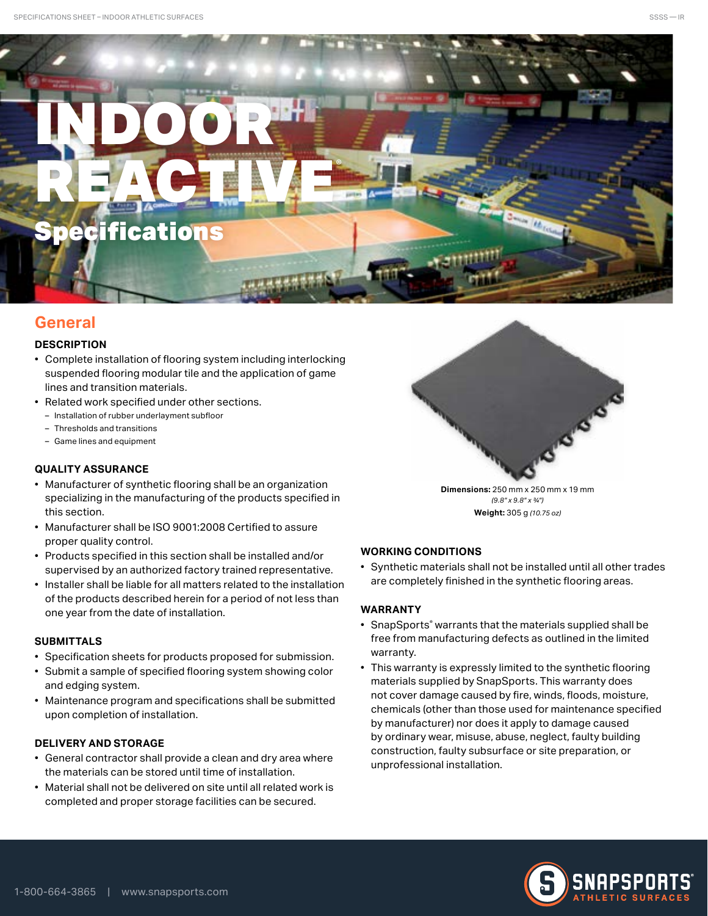# INDOOR REACTIVE®

## Specifications

## General

### DESCRIPTION

- Complete installation of flooring system including interlocking suspended flooring modular tile and the application of game lines and transition materials.
- Related work specified under other sections.
  - Installation of rubber underlayment subfloor
  - Thresholds and transitions
  - Game lines and equipment

### QUALITY ASSURANCE

- Manufacturer of synthetic flooring shall be an organization specializing in the manufacturing of the products specified in this section.
- Manufacturer shall be ISO 9001:2008 Certified to assure proper quality control.
- Products specified in this section shall be installed and/or supervised by an authorized factory trained representative.
- Installer shall be liable for all matters related to the installation of the products described herein for a period of not less than one year from the date of installation.

### SUBMITTALS

- Specification sheets for products proposed for submission.
- Submit a sample of specified flooring system showing color and edging system.
- Maintenance program and specifications shall be submitted upon completion of installation.

### DELIVERY AND STORAGE

- General contractor shall provide a clean and dry area where the materials can be stored until time of installation.
- Material shall not be delivered on site until all related work is completed and proper storage facilities can be secured.

**Dimensions:** 250 mm x 250 mm x 19 mm
*(9.8" x 9.8" x ¾")*
**Weight:** 305 g *(10.75 oz)*

### WORKING CONDITIONS

- Synthetic materials shall not be installed until all other trades are completely finished in the synthetic flooring areas.

### WARRANTY

- SnapSports® warrants that the materials supplied shall be free from manufacturing defects as outlined in the limited warranty.
- This warranty is expressly limited to the synthetic flooring materials supplied by SnapSports. This warranty does not cover damage caused by fire, winds, floods, moisture, chemicals (other than those used for maintenance specified by manufacturer) nor does it apply to damage caused by ordinary wear, misuse, abuse, neglect, faulty building construction, faulty subsurface or site preparation, or unprofessional installation.

1-800-664-3865 | www.snapsports.com

SNAPSPORTS® ATHLETIC SURFACES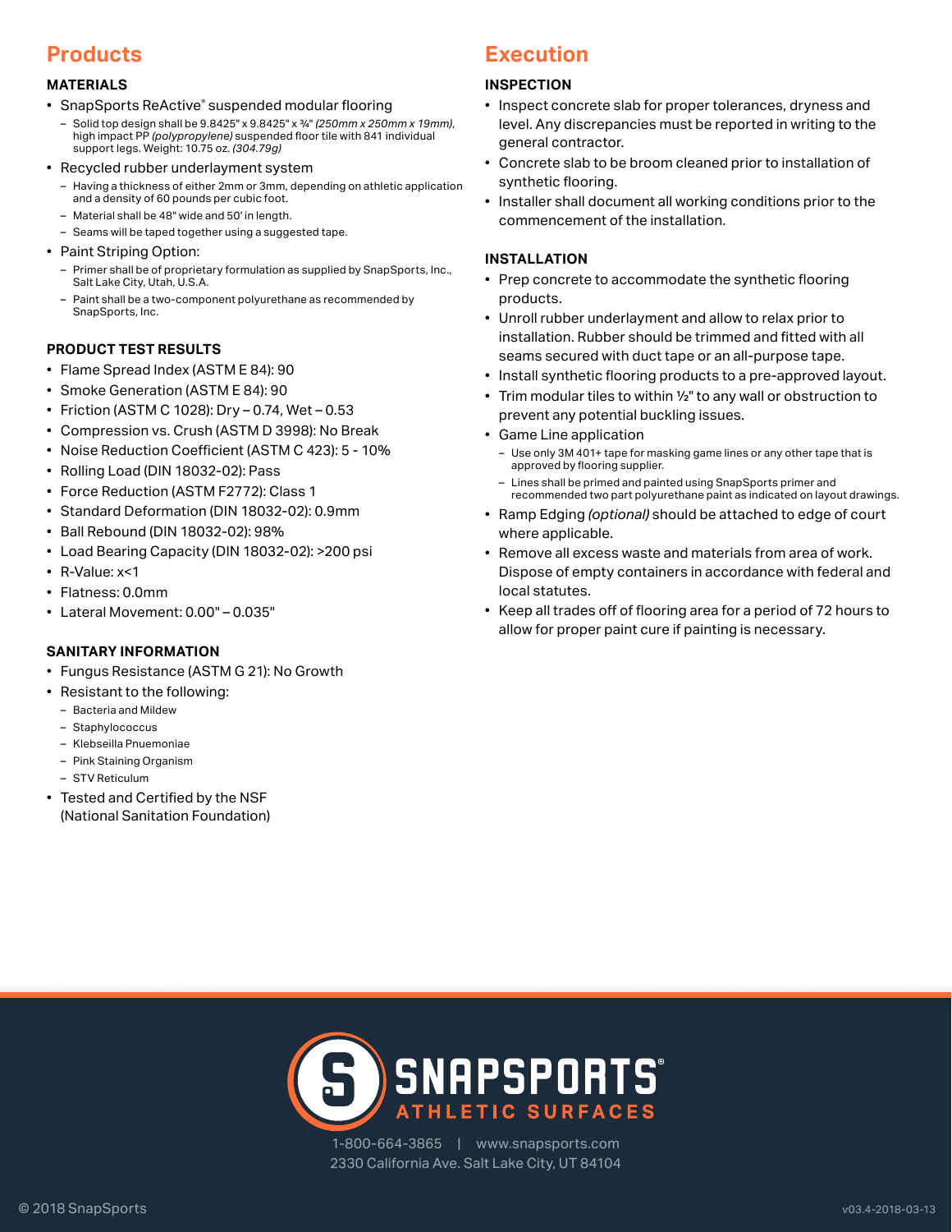## Products

### MATERIALS

- SnapSports ReActive® suspended modular flooring
  - Solid top design shall be 9.8425" x 9.8425" x ¾" *(250mm x 250mm x 19mm)*, high impact PP *(polypropylene)* suspended floor tile with 841 individual support legs. Weight: 10.75 oz. *(304.79g)*
- Recycled rubber underlayment system
  - Having a thickness of either 2mm or 3mm, depending on athletic application and a density of 60 pounds per cubic foot.
  - Material shall be 48" wide and 50' in length.
  - Seams will be taped together using a suggested tape.
- Paint Striping Option:
  - Primer shall be of proprietary formulation as supplied by SnapSports, Inc., Salt Lake City, Utah, U.S.A.
  - Paint shall be a two-component polyurethane as recommended by SnapSports, Inc.

### PRODUCT TEST RESULTS

- Flame Spread Index (ASTM E 84): 90
- Smoke Generation (ASTM E 84): 90
- Friction (ASTM C 1028): Dry – 0.74, Wet – 0.53
- Compression vs. Crush (ASTM D 3998): No Break
- Noise Reduction Coefficient (ASTM C 423): 5 - 10%
- Rolling Load (DIN 18032-02): Pass
- Force Reduction (ASTM F2772): Class 1
- Standard Deformation (DIN 18032-02): 0.9mm
- Ball Rebound (DIN 18032-02): 98%
- Load Bearing Capacity (DIN 18032-02): >200 psi
- R-Value: x<1
- Flatness: 0.0mm
- Lateral Movement: 0.00" – 0.035"

### SANITARY INFORMATION

- Fungus Resistance (ASTM G 21): No Growth
- Resistant to the following:
  - Bacteria and Mildew
  - Staphylococcus
  - Klebseilla Pnuemoniae
  - Pink Staining Organism
  - STV Reticulum
- Tested and Certified by the NSF (National Sanitation Foundation)

## Execution

### INSPECTION

- Inspect concrete slab for proper tolerances, dryness and level. Any discrepancies must be reported in writing to the general contractor.
- Concrete slab to be broom cleaned prior to installation of synthetic flooring.
- Installer shall document all working conditions prior to the commencement of the installation.

### INSTALLATION

- Prep concrete to accommodate the synthetic flooring products.
- Unroll rubber underlayment and allow to relax prior to installation. Rubber should be trimmed and fitted with all seams secured with duct tape or an all-purpose tape.
- Install synthetic flooring products to a pre-approved layout.
- Trim modular tiles to within ½" to any wall or obstruction to prevent any potential buckling issues.
- Game Line application
  - Use only 3M 401+ tape for masking game lines or any other tape that is approved by flooring supplier.
  - Lines shall be primed and painted using SnapSports primer and recommended two part polyurethane paint as indicated on layout drawings.
- Ramp Edging *(optional)* should be attached to edge of court where applicable.
- Remove all excess waste and materials from area of work. Dispose of empty containers in accordance with federal and local statutes.
- Keep all trades off of flooring area for a period of 72 hours to allow for proper paint cure if painting is necessary.

SNAPSPORTS®
ATHLETIC SURFACES

1-800-664-3865 | www.snapsports.com
2330 California Ave. Salt Lake City, UT 84104

© 2018 SnapSports

v03.4-2018-03-13